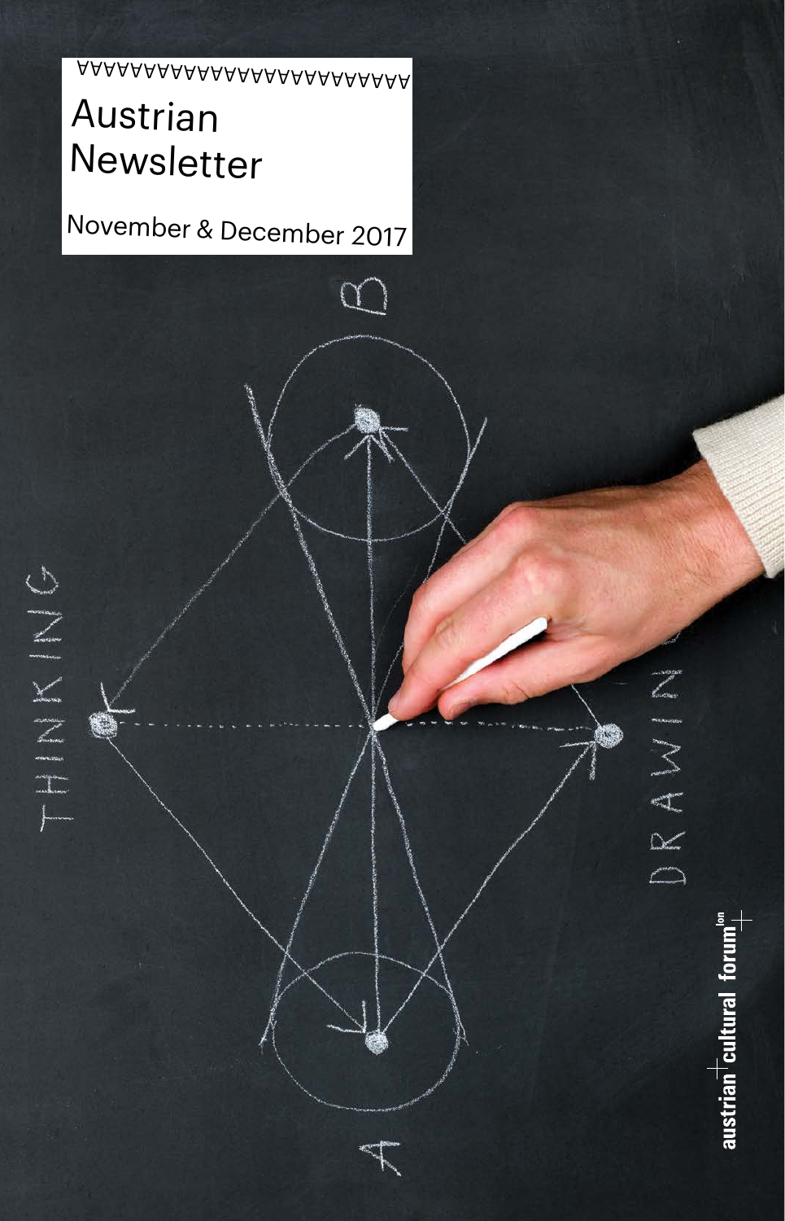# Austrian Newsletter

November & December 2017

THINKING

DRAWING

austrian cultural forum lon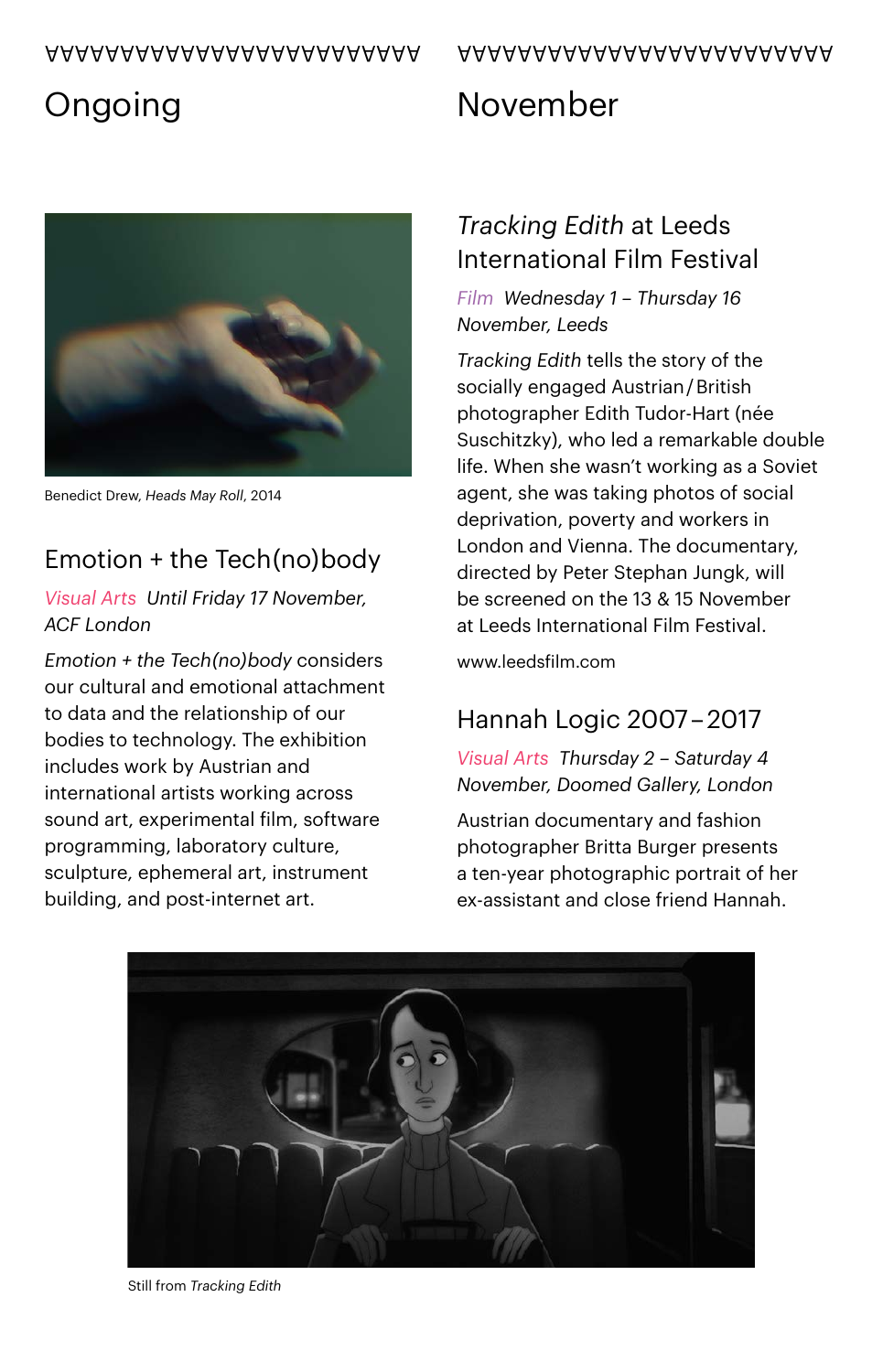## Ongoing

Benedict Drew, *Heads May Roll*, 2014

### Emotion + the Tech(no)body

*Visual Arts  Until Friday 17 November, ACF London*

*Emotion + the Tech(no)body* considers our cultural and emotional attachment to data and the relationship of our bodies to technology. The exhibition includes work by Austrian and international artists working across sound art, experimental film, software programming, laboratory culture, sculpture, ephemeral art, instrument building, and post-internet art.

## November

### *Tracking Edith* at Leeds International Film Festival

*Film  Wednesday 1 – Thursday 16 November, Leeds*

*Tracking Edith* tells the story of the socially engaged Austrian / British photographer Edith Tudor-Hart (née Suschitzky), who led a remarkable double life. When she wasn't working as a Soviet agent, she was taking photos of social deprivation, poverty and workers in London and Vienna. The documentary, directed by Peter Stephan Jungk, will be screened on the 13 & 15 November at Leeds International Film Festival.

www.leedsfilm.com

### Hannah Logic 2007 – 2017

*Visual Arts  Thursday 2 – Saturday 4 November, Doomed Gallery, London*

Austrian documentary and fashion photographer Britta Burger presents a ten-year photographic portrait of her ex-assistant and close friend Hannah.

Still from *Tracking Edith*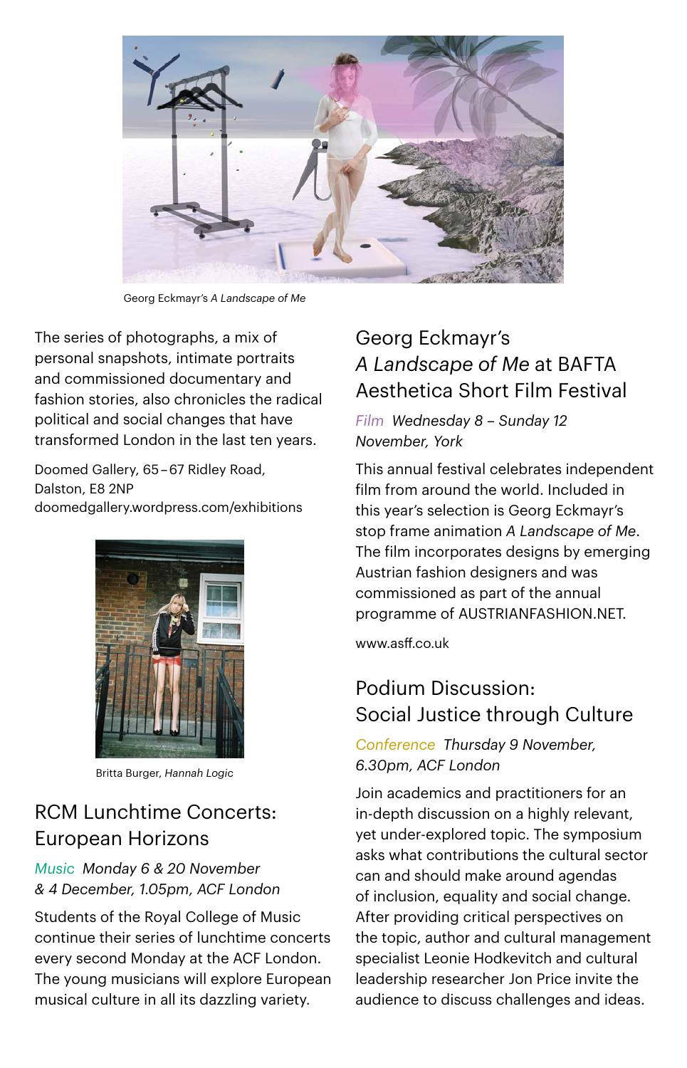Georg Eckmayr's *A Landscape of Me*

The series of photographs, a mix of personal snapshots, intimate portraits and commissioned documentary and fashion stories, also chronicles the radical political and social changes that have transformed London in the last ten years.

Doomed Gallery, 65–67 Ridley Road, Dalston, E8 2NP
doomedgallery.wordpress.com/exhibitions

Britta Burger, *Hannah Logic*

## RCM Lunchtime Concerts: European Horizons

Music *Monday 6 & 20 November & 4 December, 1.05pm, ACF London*

Students of the Royal College of Music continue their series of lunchtime concerts every second Monday at the ACF London. The young musicians will explore European musical culture in all its dazzling variety.

## Georg Eckmayr's *A Landscape of Me* at BAFTA Aesthetica Short Film Festival

Film *Wednesday 8 – Sunday 12 November, York*

This annual festival celebrates independent film from around the world. Included in this year's selection is Georg Eckmayr's stop frame animation *A Landscape of Me*. The film incorporates designs by emerging Austrian fashion designers and was commissioned as part of the annual programme of AUSTRIANFASHION.NET.

www.asff.co.uk

## Podium Discussion: Social Justice through Culture

Conference *Thursday 9 November, 6.30pm, ACF London*

Join academics and practitioners for an in-depth discussion on a highly relevant, yet under-explored topic. The symposium asks what contributions the cultural sector can and should make around agendas of inclusion, equality and social change. After providing critical perspectives on the topic, author and cultural management specialist Leonie Hodkevitch and cultural leadership researcher Jon Price invite the audience to discuss challenges and ideas.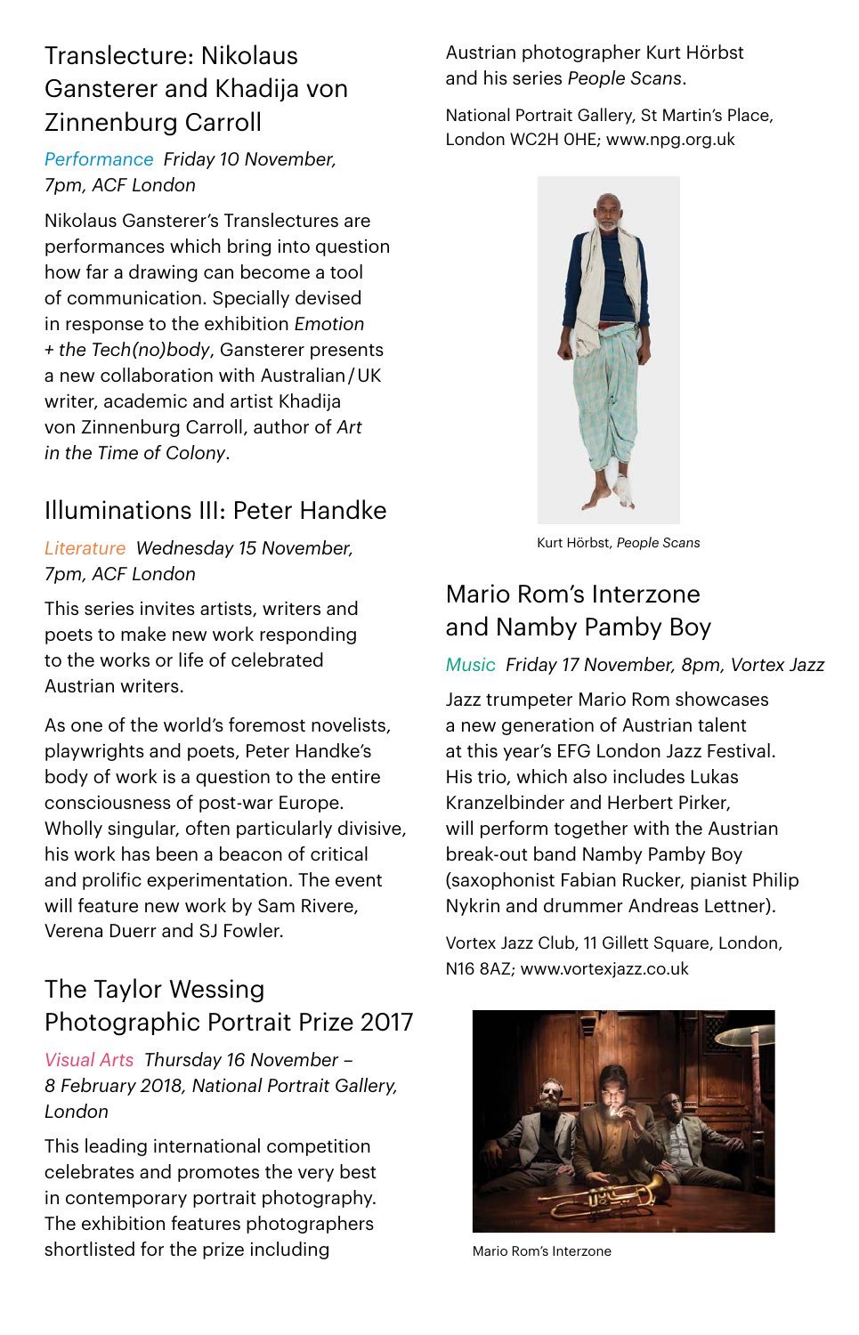## Translecture: Nikolaus Gansterer and Khadija von Zinnenburg Carroll

*Performance Friday 10 November, 7pm, ACF London*

Nikolaus Gansterer's Translectures are performances which bring into question how far a drawing can become a tool of communication. Specially devised in response to the exhibition *Emotion + the Tech(no)body*, Gansterer presents a new collaboration with Australian / UK writer, academic and artist Khadija von Zinnenburg Carroll, author of *Art in the Time of Colony*.

## Illuminations III: Peter Handke

*Literature Wednesday 15 November, 7pm, ACF London*

This series invites artists, writers and poets to make new work responding to the works or life of celebrated Austrian writers.

As one of the world's foremost novelists, playwrights and poets, Peter Handke's body of work is a question to the entire consciousness of post-war Europe. Wholly singular, often particularly divisive, his work has been a beacon of critical and prolific experimentation. The event will feature new work by Sam Rivere, Verena Duerr and SJ Fowler.

## The Taylor Wessing Photographic Portrait Prize 2017

*Visual Arts Thursday 16 November – 8 February 2018, National Portrait Gallery, London*

This leading international competition celebrates and promotes the very best in contemporary portrait photography. The exhibition features photographers shortlisted for the prize including Austrian photographer Kurt Hörbst and his series *People Scans*.

National Portrait Gallery, St Martin's Place, London WC2H 0HE; www.npg.org.uk

Kurt Hörbst, *People Scans*

## Mario Rom's Interzone and Namby Pamby Boy

*Music Friday 17 November, 8pm, Vortex Jazz*

Jazz trumpeter Mario Rom showcases a new generation of Austrian talent at this year's EFG London Jazz Festival. His trio, which also includes Lukas Kranzelbinder and Herbert Pirker, will perform together with the Austrian break-out band Namby Pamby Boy (saxophonist Fabian Rucker, pianist Philip Nykrin and drummer Andreas Lettner).

Vortex Jazz Club, 11 Gillett Square, London, N16 8AZ; www.vortexjazz.co.uk

Mario Rom's Interzone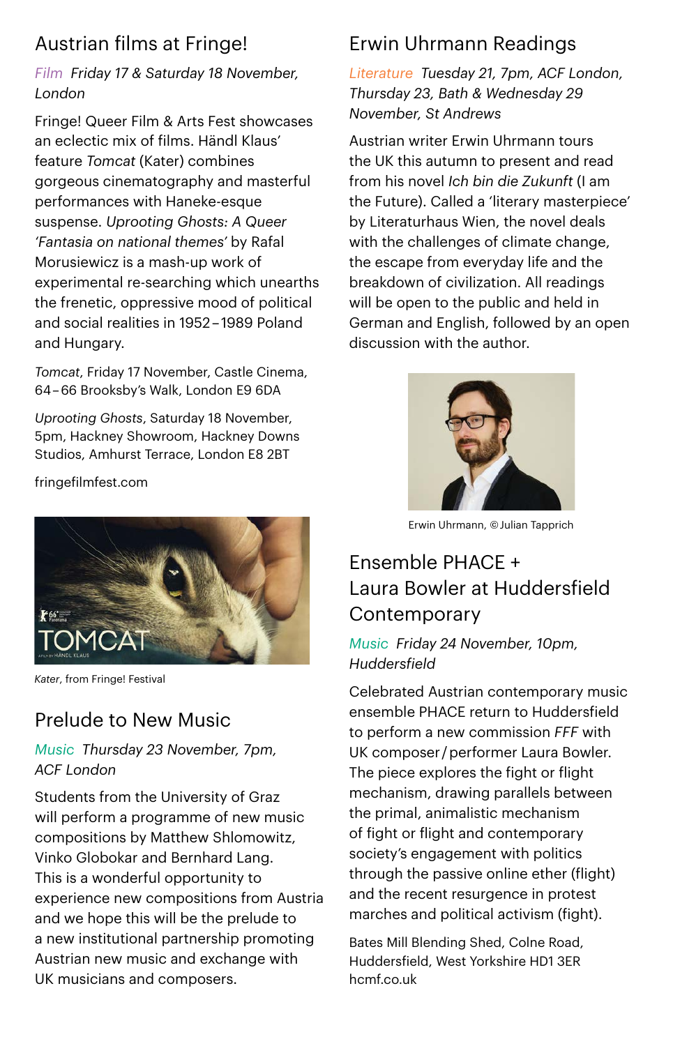## Austrian films at Fringe!

*Film Friday 17 & Saturday 18 November, London*

Fringe! Queer Film & Arts Fest showcases an eclectic mix of films. Händl Klaus' feature *Tomcat* (Kater) combines gorgeous cinematography and masterful performances with Haneke-esque suspense. *Uprooting Ghosts: A Queer 'Fantasia on national themes'* by Rafal Morusiewicz is a mash-up work of experimental re-searching which unearths the frenetic, oppressive mood of political and social realities in 1952 – 1989 Poland and Hungary.

*Tomcat*, Friday 17 November, Castle Cinema, 64 – 66 Brooksby's Walk, London E9 6DA

*Uprooting Ghosts*, Saturday 18 November, 5pm, Hackney Showroom, Hackney Downs Studios, Amhurst Terrace, London E8 2BT

fringefilmfest.com

*Kater*, from Fringe! Festival

## Prelude to New Music

*Music Thursday 23 November, 7pm, ACF London*

Students from the University of Graz will perform a programme of new music compositions by Matthew Shlomowitz, Vinko Globokar and Bernhard Lang. This is a wonderful opportunity to experience new compositions from Austria and we hope this will be the prelude to a new institutional partnership promoting Austrian new music and exchange with UK musicians and composers.

## Erwin Uhrmann Readings

*Literature Tuesday 21, 7pm, ACF London, Thursday 23, Bath & Wednesday 29 November, St Andrews*

Austrian writer Erwin Uhrmann tours the UK this autumn to present and read from his novel *Ich bin die Zukunft* (I am the Future). Called a 'literary masterpiece' by Literaturhaus Wien, the novel deals with the challenges of climate change, the escape from everyday life and the breakdown of civilization. All readings will be open to the public and held in German and English, followed by an open discussion with the author.

Erwin Uhrmann, © Julian Tapprich

## Ensemble PHACE + Laura Bowler at Huddersfield Contemporary

*Music Friday 24 November, 10pm, Huddersfield*

Celebrated Austrian contemporary music ensemble PHACE return to Huddersfield to perform a new commission *FFF* with UK composer / performer Laura Bowler. The piece explores the fight or flight mechanism, drawing parallels between the primal, animalistic mechanism of fight or flight and contemporary society's engagement with politics through the passive online ether (flight) and the recent resurgence in protest marches and political activism (fight).

Bates Mill Blending Shed, Colne Road, Huddersfield, West Yorkshire HD1 3ER
hcmf.co.uk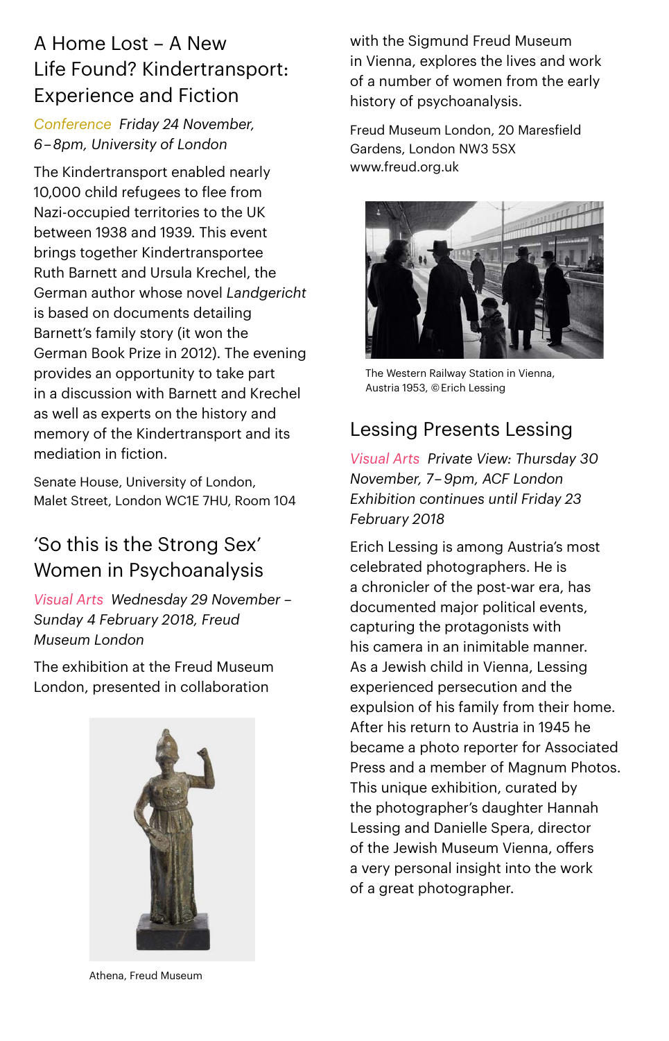## A Home Lost – A New Life Found? Kindertransport: Experience and Fiction

Conference *Friday 24 November, 6–8pm, University of London*

The Kindertransport enabled nearly 10,000 child refugees to flee from Nazi-occupied territories to the UK between 1938 and 1939. This event brings together Kindertransportee Ruth Barnett and Ursula Krechel, the German author whose novel *Landgericht* is based on documents detailing Barnett's family story (it won the German Book Prize in 2012). The evening provides an opportunity to take part in a discussion with Barnett and Krechel as well as experts on the history and memory of the Kindertransport and its mediation in fiction.

Senate House, University of London, Malet Street, London WC1E 7HU, Room 104

## 'So this is the Strong Sex' Women in Psychoanalysis

Visual Arts *Wednesday 29 November – Sunday 4 February 2018, Freud Museum London*

The exhibition at the Freud Museum London, presented in collaboration with the Sigmund Freud Museum in Vienna, explores the lives and work of a number of women from the early history of psychoanalysis.

Freud Museum London, 20 Maresfield Gardens, London NW3 5SX
www.freud.org.uk

Athena, Freud Museum

The Western Railway Station in Vienna, Austria 1953, ©Erich Lessing

## Lessing Presents Lessing

Visual Arts *Private View: Thursday 30 November, 7–9pm, ACF London Exhibition continues until Friday 23 February 2018*

Erich Lessing is among Austria's most celebrated photographers. He is a chronicler of the post-war era, has documented major political events, capturing the protagonists with his camera in an inimitable manner. As a Jewish child in Vienna, Lessing experienced persecution and the expulsion of his family from their home. After his return to Austria in 1945 he became a photo reporter for Associated Press and a member of Magnum Photos. This unique exhibition, curated by the photographer's daughter Hannah Lessing and Danielle Spera, director of the Jewish Museum Vienna, offers a very personal insight into the work of a great photographer.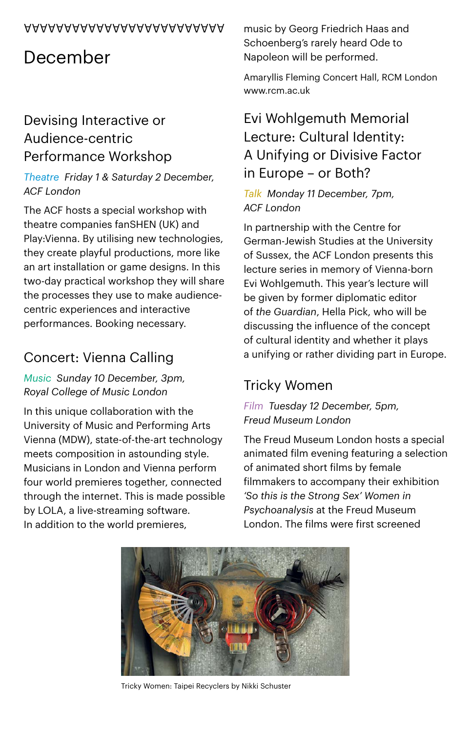# December

## Devising Interactive or Audience-centric Performance Workshop

*Theatre Friday 1 & Saturday 2 December, ACF London*

The ACF hosts a special workshop with theatre companies fanSHEN (UK) and Play:Vienna. By utilising new technologies, they create playful productions, more like an art installation or game designs. In this two-day practical workshop they will share the processes they use to make audience-centric experiences and interactive performances. Booking necessary.

## Concert: Vienna Calling

*Music Sunday 10 December, 3pm, Royal College of Music London*

In this unique collaboration with the University of Music and Performing Arts Vienna (MDW), state-of-the-art technology meets composition in astounding style. Musicians in London and Vienna perform four world premieres together, connected through the internet. This is made possible by LOLA, a live-streaming software. In addition to the world premieres, music by Georg Friedrich Haas and Schoenberg's rarely heard Ode to Napoleon will be performed.

Amaryllis Fleming Concert Hall, RCM London
www.rcm.ac.uk

## Evi Wohlgemuth Memorial Lecture: Cultural Identity: A Unifying or Divisive Factor in Europe – or Both?

*Talk Monday 11 December, 7pm, ACF London*

In partnership with the Centre for German-Jewish Studies at the University of Sussex, the ACF London presents this lecture series in memory of Vienna-born Evi Wohlgemuth. This year's lecture will be given by former diplomatic editor of *the Guardian*, Hella Pick, who will be discussing the influence of the concept of cultural identity and whether it plays a unifying or rather dividing part in Europe.

## Tricky Women

*Film Tuesday 12 December, 5pm, Freud Museum London*

The Freud Museum London hosts a special animated film evening featuring a selection of animated short films by female filmmakers to accompany their exhibition *'So this is the Strong Sex' Women in Psychoanalysis* at the Freud Museum London. The films were first screened

Tricky Women: Taipei Recyclers by Nikki Schuster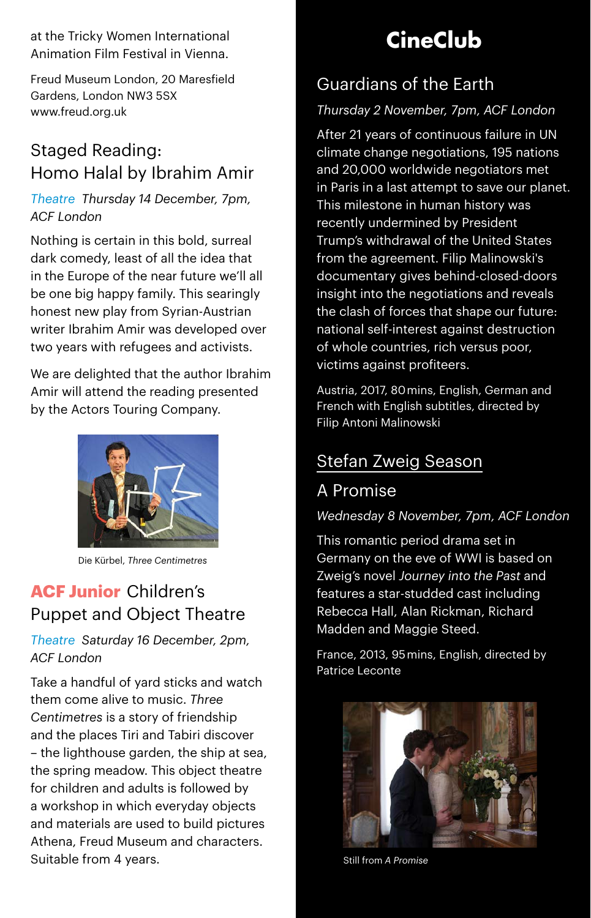at the Tricky Women International Animation Film Festival in Vienna.

Freud Museum London, 20 Maresfield Gardens, London NW3 5SX
www.freud.org.uk

## Staged Reading: Homo Halal by Ibrahim Amir

*Theatre Thursday 14 December, 7pm, ACF London*

Nothing is certain in this bold, surreal dark comedy, least of all the idea that in the Europe of the near future we'll all be one big happy family. This searingly honest new play from Syrian-Austrian writer Ibrahim Amir was developed over two years with refugees and activists.

We are delighted that the author Ibrahim Amir will attend the reading presented by the Actors Touring Company.

Die Kürbel, *Three Centimetres*

## **ACF Junior** Children's Puppet and Object Theatre

*Theatre Saturday 16 December, 2pm, ACF London*

Take a handful of yard sticks and watch them come alive to music. *Three Centimetres* is a story of friendship and the places Tiri and Tabiri discover – the lighthouse garden, the ship at sea, the spring meadow. This object theatre for children and adults is followed by a workshop in which everyday objects and materials are used to build pictures Athena, Freud Museum and characters. Suitable from 4 years.

# CineClub

## Guardians of the Earth

*Thursday 2 November, 7pm, ACF London*

After 21 years of continuous failure in UN climate change negotiations, 195 nations and 20,000 worldwide negotiators met in Paris in a last attempt to save our planet. This milestone in human history was recently undermined by President Trump's withdrawal of the United States from the agreement. Filip Malinowski's documentary gives behind-closed-doors insight into the negotiations and reveals the clash of forces that shape our future: national self-interest against destruction of whole countries, rich versus poor, victims against profiteers.

Austria, 2017, 80 mins, English, German and French with English subtitles, directed by Filip Antoni Malinowski

## Stefan Zweig Season

## A Promise

*Wednesday 8 November, 7pm, ACF London*

This romantic period drama set in Germany on the eve of WWI is based on Zweig's novel *Journey into the Past* and features a star-studded cast including Rebecca Hall, Alan Rickman, Richard Madden and Maggie Steed.

France, 2013, 95 mins, English, directed by Patrice Leconte

Still from *A Promise*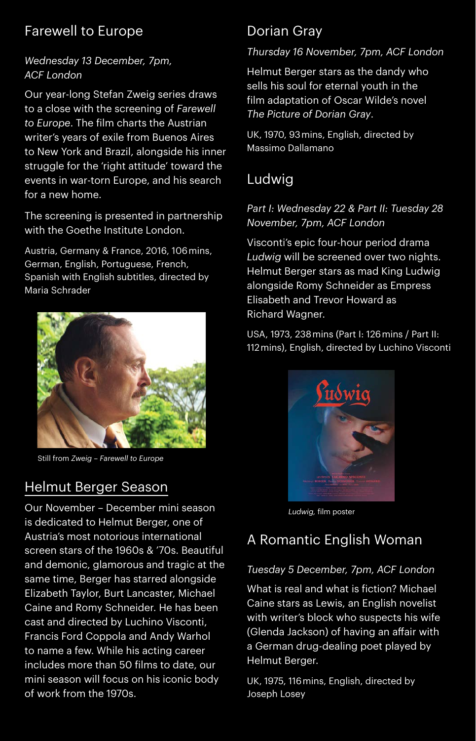## Farewell to Europe

*Wednesday 13 December, 7pm, ACF London*

Our year-long Stefan Zweig series draws to a close with the screening of *Farewell to Europe*. The film charts the Austrian writer's years of exile from Buenos Aires to New York and Brazil, alongside his inner struggle for the 'right attitude' toward the events in war-torn Europe, and his search for a new home.

The screening is presented in partnership with the Goethe Institute London.

Austria, Germany & France, 2016, 106 mins, German, English, Portuguese, French, Spanish with English subtitles, directed by Maria Schrader

Still from *Zweig – Farewell to Europe*

## Helmut Berger Season

Our November – December mini season is dedicated to Helmut Berger, one of Austria's most notorious international screen stars of the 1960s & '70s. Beautiful and demonic, glamorous and tragic at the same time, Berger has starred alongside Elizabeth Taylor, Burt Lancaster, Michael Caine and Romy Schneider. He has been cast and directed by Luchino Visconti, Francis Ford Coppola and Andy Warhol to name a few. While his acting career includes more than 50 films to date, our mini season will focus on his iconic body of work from the 1970s.

## Dorian Gray

*Thursday 16 November, 7pm, ACF London*

Helmut Berger stars as the dandy who sells his soul for eternal youth in the film adaptation of Oscar Wilde's novel *The Picture of Dorian Gray*.

UK, 1970, 93 mins, English, directed by Massimo Dallamano

## Ludwig

*Part I: Wednesday 22 & Part II: Tuesday 28 November, 7pm, ACF London*

Visconti's epic four-hour period drama *Ludwig* will be screened over two nights. Helmut Berger stars as mad King Ludwig alongside Romy Schneider as Empress Elisabeth and Trevor Howard as Richard Wagner.

USA, 1973, 238 mins (Part I: 126 mins / Part II: 112 mins), English, directed by Luchino Visconti

*Ludwig,* film poster

## A Romantic English Woman

*Tuesday 5 December, 7pm, ACF London*

What is real and what is fiction? Michael Caine stars as Lewis, an English novelist with writer's block who suspects his wife (Glenda Jackson) of having an affair with a German drug-dealing poet played by Helmut Berger.

UK, 1975, 116 mins, English, directed by Joseph Losey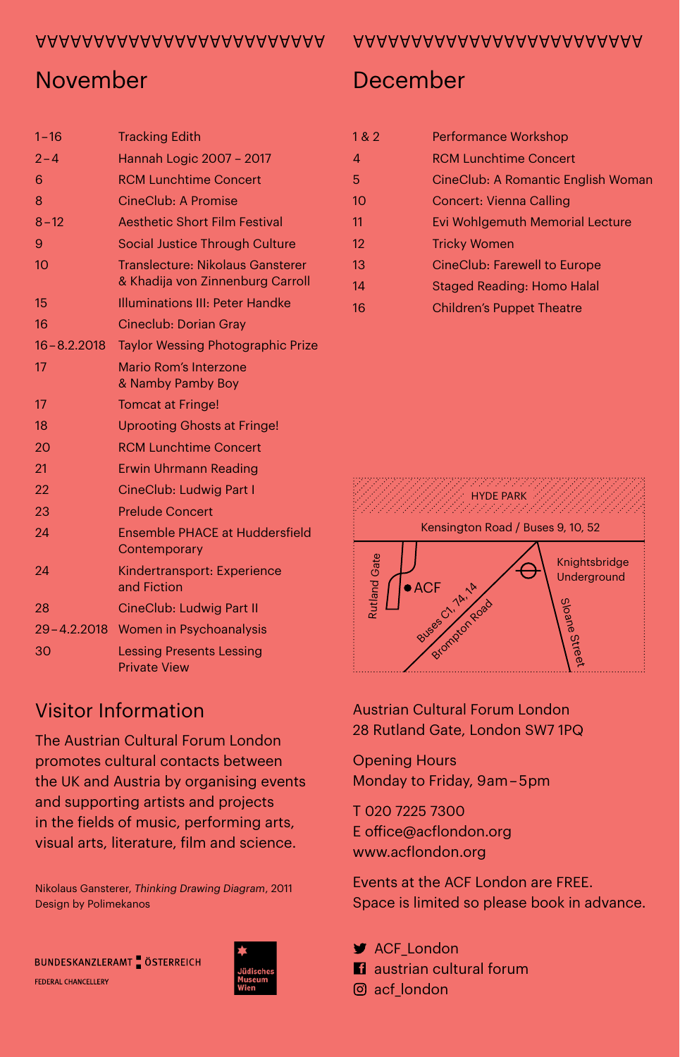## November

| | |
|---|---|
| 1–16 | Tracking Edith |
| 2–4 | Hannah Logic 2007 – 2017 |
| 6 | RCM Lunchtime Concert |
| 8 | CineClub: A Promise |
| 8–12 | Aesthetic Short Film Festival |
| 9 | Social Justice Through Culture |
| 10 | Translecture: Nikolaus Gansterer & Khadija von Zinnenburg Carroll |
| 15 | Illuminations III: Peter Handke |
| 16 | Cineclub: Dorian Gray |
| 16–8.2.2018 | Taylor Wessing Photographic Prize |
| 17 | Mario Rom's Interzone & Namby Pamby Boy |
| 17 | Tomcat at Fringe! |
| 18 | Uprooting Ghosts at Fringe! |
| 20 | RCM Lunchtime Concert |
| 21 | Erwin Uhrmann Reading |
| 22 | CineClub: Ludwig Part I |
| 23 | Prelude Concert |
| 24 | Ensemble PHACE at Huddersfield Contemporary |
| 24 | Kindertransport: Experience and Fiction |
| 28 | CineClub: Ludwig Part II |
| 29–4.2.2018 | Women in Psychoanalysis |
| 30 | Lessing Presents Lessing Private View |

## December

| | |
|---|---|
| 1 & 2 | Performance Workshop |
| 4 | RCM Lunchtime Concert |
| 5 | CineClub: A Romantic English Woman |
| 10 | Concert: Vienna Calling |
| 11 | Evi Wohlgemuth Memorial Lecture |
| 12 | Tricky Women |
| 13 | CineClub: Farewell to Europe |
| 14 | Staged Reading: Homo Halal |
| 16 | Children's Puppet Theatre |

HYDE PARK
Kensington Road / Buses 9, 10, 52
Rutland Gate
ACF
Buses C1, 74, 14
Brompton Road
Knightsbridge Underground
Sloane Street

## Visitor Information

The Austrian Cultural Forum London promotes cultural contacts between the UK and Austria by organising events and supporting artists and projects in the fields of music, performing arts, visual arts, literature, film and science.

Nikolaus Gansterer, *Thinking Drawing Diagram*, 2011
Design by Polimekanos

BUNDESKANZLERAMT ÖSTERREICH
FEDERAL CHANCELLERY

Jüdisches Museum Wien

Austrian Cultural Forum London
28 Rutland Gate, London SW7 1PQ

Opening Hours
Monday to Friday, 9am–5pm

T 020 7225 7300
E office@acflondon.org
www.acflondon.org

Events at the ACF London are FREE.
Space is limited so please book in advance.

ACF_London
austrian cultural forum
acf_london